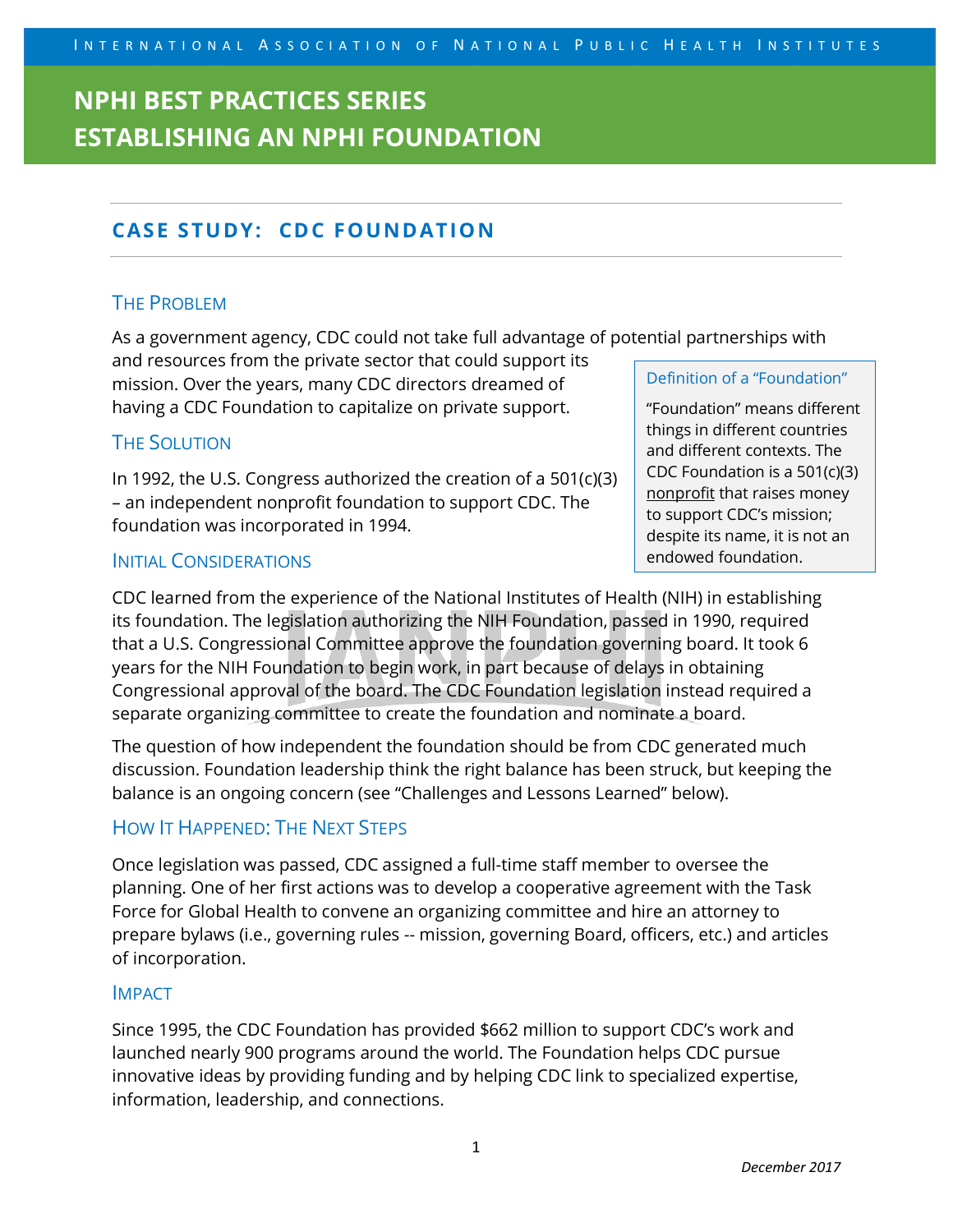INTERNATIONAL ASSOCIATION OF NATIONAL PUBLIC HEALTH INSTITUTES

# NPHI BEST PRACTICES SERIES
# ESTABLISHING AN NPHI FOUNDATION

## CASE STUDY: CDC FOUNDATION

### The Problem

As a government agency, CDC could not take full advantage of potential partnerships with and resources from the private sector that could support its mission. Over the years, many CDC directors dreamed of having a CDC Foundation to capitalize on private support.

> **Definition of a "Foundation"**
>
> "Foundation" means different things in different countries and different contexts. The CDC Foundation is a 501(c)(3) nonprofit that raises money to support CDC's mission; despite its name, it is not an endowed foundation.

### The Solution

In 1992, the U.S. Congress authorized the creation of a 501(c)(3) – an independent nonprofit foundation to support CDC. The foundation was incorporated in 1994.

### Initial Considerations

CDC learned from the experience of the National Institutes of Health (NIH) in establishing its foundation. The legislation authorizing the NIH Foundation, passed in 1990, required that a U.S. Congressional Committee approve the foundation governing board. It took 6 years for the NIH Foundation to begin work, in part because of delays in obtaining Congressional approval of the board. The CDC Foundation legislation instead required a separate organizing committee to create the foundation and nominate a board.

The question of how independent the foundation should be from CDC generated much discussion. Foundation leadership think the right balance has been struck, but keeping the balance is an ongoing concern (see "Challenges and Lessons Learned" below).

### How It Happened: The Next Steps

Once legislation was passed, CDC assigned a full-time staff member to oversee the planning. One of her first actions was to develop a cooperative agreement with the Task Force for Global Health to convene an organizing committee and hire an attorney to prepare bylaws (i.e., governing rules -- mission, governing Board, officers, etc.) and articles of incorporation.

### Impact

Since 1995, the CDC Foundation has provided $662 million to support CDC's work and launched nearly 900 programs around the world. The Foundation helps CDC pursue innovative ideas by providing funding and by helping CDC link to specialized expertise, information, leadership, and connections.

*December 2017*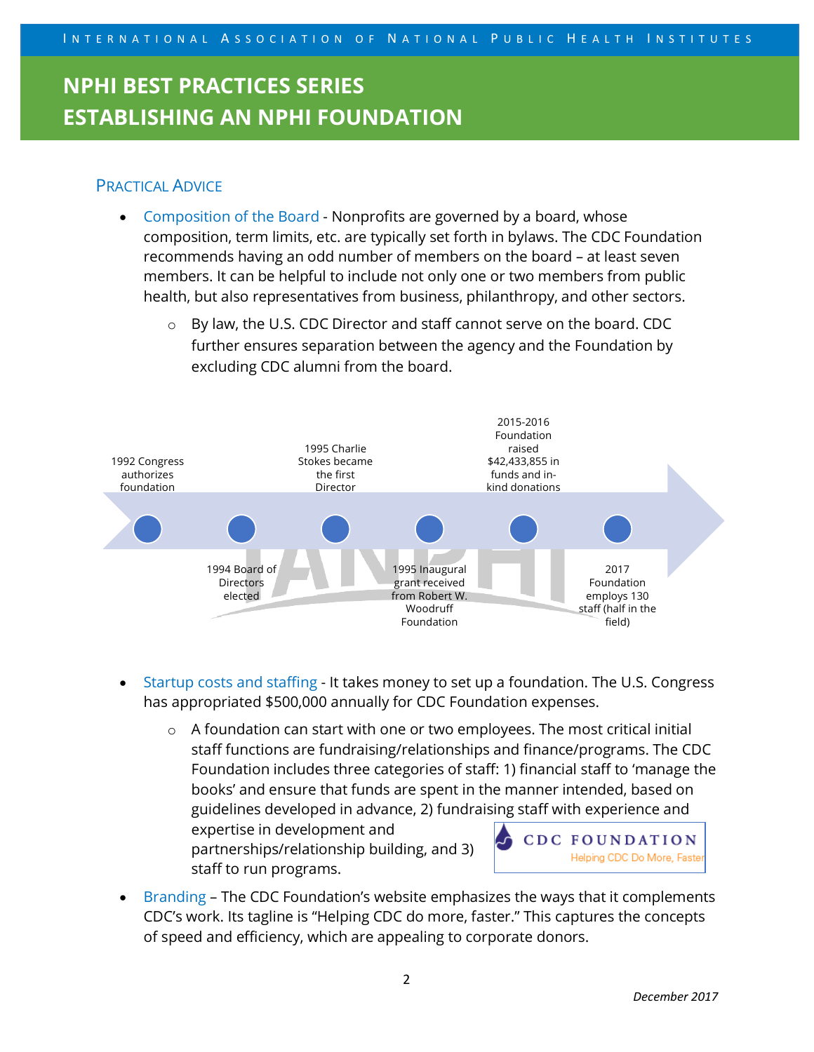# NPHI BEST PRACTICES SERIES
# ESTABLISHING AN NPHI FOUNDATION

## PRACTICAL ADVICE

- Composition of the Board - Nonprofits are governed by a board, whose composition, term limits, etc. are typically set forth in bylaws. The CDC Foundation recommends having an odd number of members on the board – at least seven members. It can be helpful to include not only one or two members from public health, but also representatives from business, philanthropy, and other sectors.
  - By law, the U.S. CDC Director and staff cannot serve on the board. CDC further ensures separation between the agency and the Foundation by excluding CDC alumni from the board.

1992 Congress authorizes foundation

1994 Board of Directors elected

1995 Charlie Stokes became the first Director

1995 Inaugural grant received from Robert W. Woodruff Foundation

2015-2016 Foundation raised $42,433,855 in funds and in-kind donations

2017 Foundation employs 130 staff (half in the field)

- Startup costs and staffing - It takes money to set up a foundation. The U.S. Congress has appropriated $500,000 annually for CDC Foundation expenses.
  - A foundation can start with one or two employees. The most critical initial staff functions are fundraising/relationships and finance/programs. The CDC Foundation includes three categories of staff: 1) financial staff to 'manage the books' and ensure that funds are spent in the manner intended, based on guidelines developed in advance, 2) fundraising staff with experience and expertise in development and partnerships/relationship building, and 3) staff to run programs.

CDC FOUNDATION
Helping CDC Do More, Faster

- Branding – The CDC Foundation's website emphasizes the ways that it complements CDC's work. Its tagline is "Helping CDC do more, faster." This captures the concepts of speed and efficiency, which are appealing to corporate donors.

*December 2017*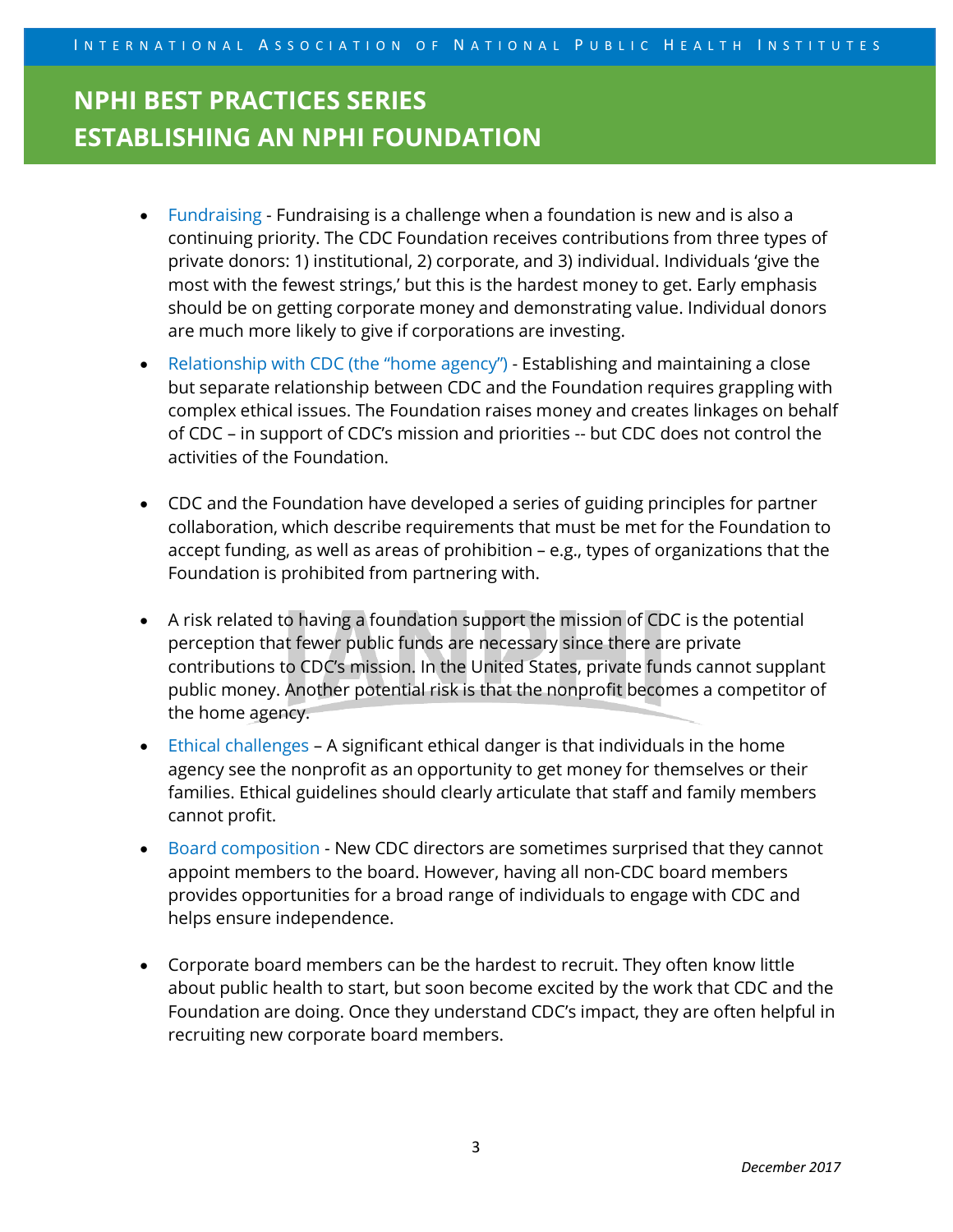- Fundraising - Fundraising is a challenge when a foundation is new and is also a continuing priority. The CDC Foundation receives contributions from three types of private donors: 1) institutional, 2) corporate, and 3) individual. Individuals 'give the most with the fewest strings,' but this is the hardest money to get. Early emphasis should be on getting corporate money and demonstrating value. Individual donors are much more likely to give if corporations are investing.
- Relationship with CDC (the "home agency") - Establishing and maintaining a close but separate relationship between CDC and the Foundation requires grappling with complex ethical issues. The Foundation raises money and creates linkages on behalf of CDC – in support of CDC's mission and priorities -- but CDC does not control the activities of the Foundation.
- CDC and the Foundation have developed a series of guiding principles for partner collaboration, which describe requirements that must be met for the Foundation to accept funding, as well as areas of prohibition – e.g., types of organizations that the Foundation is prohibited from partnering with.
- A risk related to having a foundation support the mission of CDC is the potential perception that fewer public funds are necessary since there are private contributions to CDC's mission. In the United States, private funds cannot supplant public money. Another potential risk is that the nonprofit becomes a competitor of the home agency.
- Ethical challenges – A significant ethical danger is that individuals in the home agency see the nonprofit as an opportunity to get money for themselves or their families. Ethical guidelines should clearly articulate that staff and family members cannot profit.
- Board composition - New CDC directors are sometimes surprised that they cannot appoint members to the board. However, having all non-CDC board members provides opportunities for a broad range of individuals to engage with CDC and helps ensure independence.
- Corporate board members can be the hardest to recruit. They often know little about public health to start, but soon become excited by the work that CDC and the Foundation are doing. Once they understand CDC's impact, they are often helpful in recruiting new corporate board members.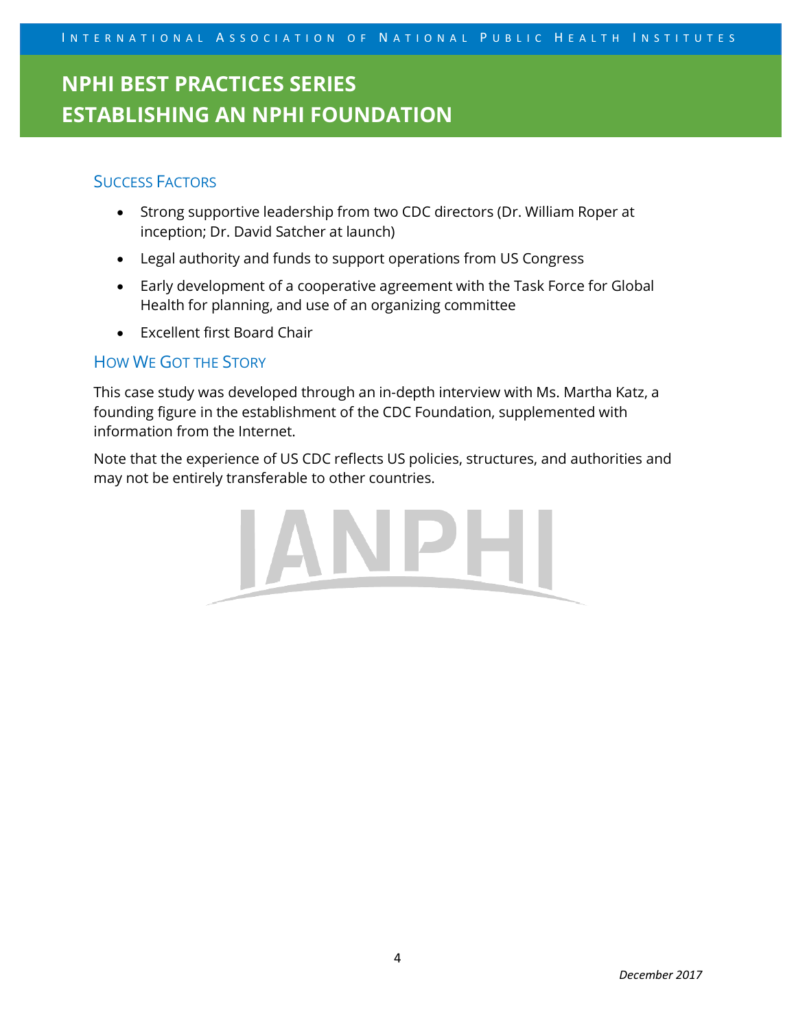## Success Factors

- Strong supportive leadership from two CDC directors (Dr. William Roper at inception; Dr. David Satcher at launch)
- Legal authority and funds to support operations from US Congress
- Early development of a cooperative agreement with the Task Force for Global Health for planning, and use of an organizing committee
- Excellent first Board Chair

## How We Got the Story

This case study was developed through an in-depth interview with Ms. Martha Katz, a founding figure in the establishment of the CDC Foundation, supplemented with information from the Internet.

Note that the experience of US CDC reflects US policies, structures, and authorities and may not be entirely transferable to other countries.